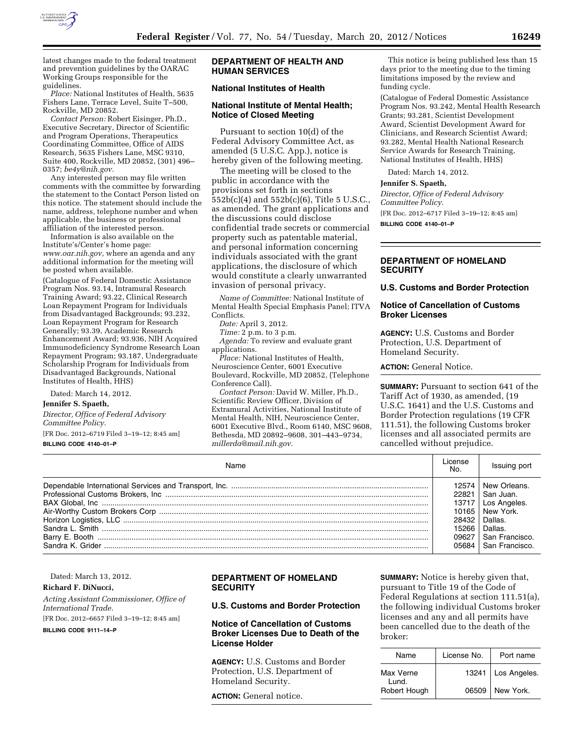latest changes made to the federal treatment and prevention guidelines by the OARAC Working Groups responsible for the guidelines.

*Place:* National Institutes of Health, 5635 Fishers Lane, Terrace Level, Suite T–500, Rockville, MD 20852.

*Contact Person:* Robert Eisinger, Ph.D., Executive Secretary, Director of Scientific and Program Operations, Therapeutics Coordinating Committee, Office of AIDS Research, 5635 Fishers Lane, MSC 9310, Suite 400, Rockville, MD 20852, (301) 496–0357; *be4y@nih.gov.*

Any interested person may file written comments with the committee by forwarding the statement to the Contact Person listed on this notice. The statement should include the name, address, telephone number and when applicable, the business or professional affiliation of the interested person.

Information is also available on the Institute's/Center's home page: *www.oar.nih.gov,* where an agenda and any additional information for the meeting will be posted when available.

(Catalogue of Federal Domestic Assistance Program Nos. 93.14, Intramural Research Training Award; 93.22, Clinical Research Loan Repayment Program for Individuals from Disadvantaged Backgrounds; 93.232, Loan Repayment Program for Research Generally; 93.39, Academic Research Enhancement Award; 93.936, NIH Acquired Immunodeficiency Syndrome Research Loan Repayment Program; 93.187, Undergraduate Scholarship Program for Individuals from Disadvantaged Backgrounds, National Institutes of Health, HHS)

Dated: March 14, 2012.

**Jennifer S. Spaeth,**

*Director, Office of Federal Advisory Committee Policy.*

[FR Doc. 2012–6719 Filed 3–19–12; 8:45 am]

**BILLING CODE 4140–01–P**

## DEPARTMENT OF HEALTH AND HUMAN SERVICES

### National Institutes of Health

### National Institute of Mental Health; Notice of Closed Meeting

Pursuant to section 10(d) of the Federal Advisory Committee Act, as amended (5 U.S.C. App.), notice is hereby given of the following meeting.

The meeting will be closed to the public in accordance with the provisions set forth in sections 552b(c)(4) and 552b(c)(6), Title 5 U.S.C., as amended. The grant applications and the discussions could disclose confidential trade secrets or commercial property such as patentable material, and personal information concerning individuals associated with the grant applications, the disclosure of which would constitute a clearly unwarranted invasion of personal privacy.

*Name of Committee:* National Institute of Mental Health Special Emphasis Panel; ITVA Conflicts.

*Date:* April 3, 2012.

*Time:* 2 p.m. to 3 p.m.

*Agenda:* To review and evaluate grant applications.

*Place:* National Institutes of Health, Neuroscience Center, 6001 Executive Boulevard, Rockville, MD 20852, (Telephone Conference Call).

*Contact Person:* David W. Miller, Ph.D., Scientific Review Officer, Division of Extramural Activities, National Institute of Mental Health, NIH, Neuroscience Center, 6001 Executive Blvd., Room 6140, MSC 9608, Bethesda, MD 20892–9608, 301–443–9734, *millerda@mail.nih.gov.*

This notice is being published less than 15 days prior to the meeting due to the timing limitations imposed by the review and funding cycle.

(Catalogue of Federal Domestic Assistance Program Nos. 93.242, Mental Health Research Grants; 93.281, Scientist Development Award, Scientist Development Award for Clinicians, and Research Scientist Award; 93.282, Mental Health National Research Service Awards for Research Training, National Institutes of Health, HHS)

Dated: March 14, 2012.

**Jennifer S. Spaeth,**

*Director, Office of Federal Advisory Committee Policy.*

[FR Doc. 2012–6717 Filed 3–19–12; 8:45 am]

**BILLING CODE 4140–01–P**

## DEPARTMENT OF HOMELAND SECURITY

### U.S. Customs and Border Protection

### Notice of Cancellation of Customs Broker Licenses

**AGENCY:** U.S. Customs and Border Protection, U.S. Department of Homeland Security.

**ACTION:** General Notice.

**SUMMARY:** Pursuant to section 641 of the Tariff Act of 1930, as amended, (19 U.S.C. 1641) and the U.S. Customs and Border Protection regulations (19 CFR 111.51), the following Customs broker licenses and all associated permits are cancelled without prejudice.

| Name | License No. | Issuing port |
| --- | --- | --- |
| Dependable International Services and Transport, Inc. | 12574 | New Orleans. |
| Professional Customs Brokers, Inc | 22821 | San Juan. |
| BAX Global, Inc | 13717 | Los Angeles. |
| Air-Worthy Custom Brokers Corp | 10165 | New York. |
| Horizon Logistics, LLC | 28432 | Dallas. |
| Sandra L. Smith | 15266 | Dallas. |
| Barry E. Booth | 09627 | San Francisco. |
| Sandra K. Grider | 05684 | San Francisco. |

Dated: March 13, 2012.

**Richard F. DiNucci,**

*Acting Assistant Commissioner, Office of International Trade.*

[FR Doc. 2012–6657 Filed 3–19–12; 8:45 am]

**BILLING CODE 9111–14–P**

## DEPARTMENT OF HOMELAND SECURITY

### U.S. Customs and Border Protection

### Notice of Cancellation of Customs Broker Licenses Due to Death of the License Holder

**AGENCY:** U.S. Customs and Border Protection, U.S. Department of Homeland Security.

**ACTION:** General notice.

**SUMMARY:** Notice is hereby given that, pursuant to Title 19 of the Code of Federal Regulations at section 111.51(a), the following individual Customs broker licenses and any and all permits have been cancelled due to the death of the broker:

| Name | License No. | Port name |
| --- | --- | --- |
| Max Verne Lund. | 13241 | Los Angeles. |
| Robert Hough | 06509 | New York. |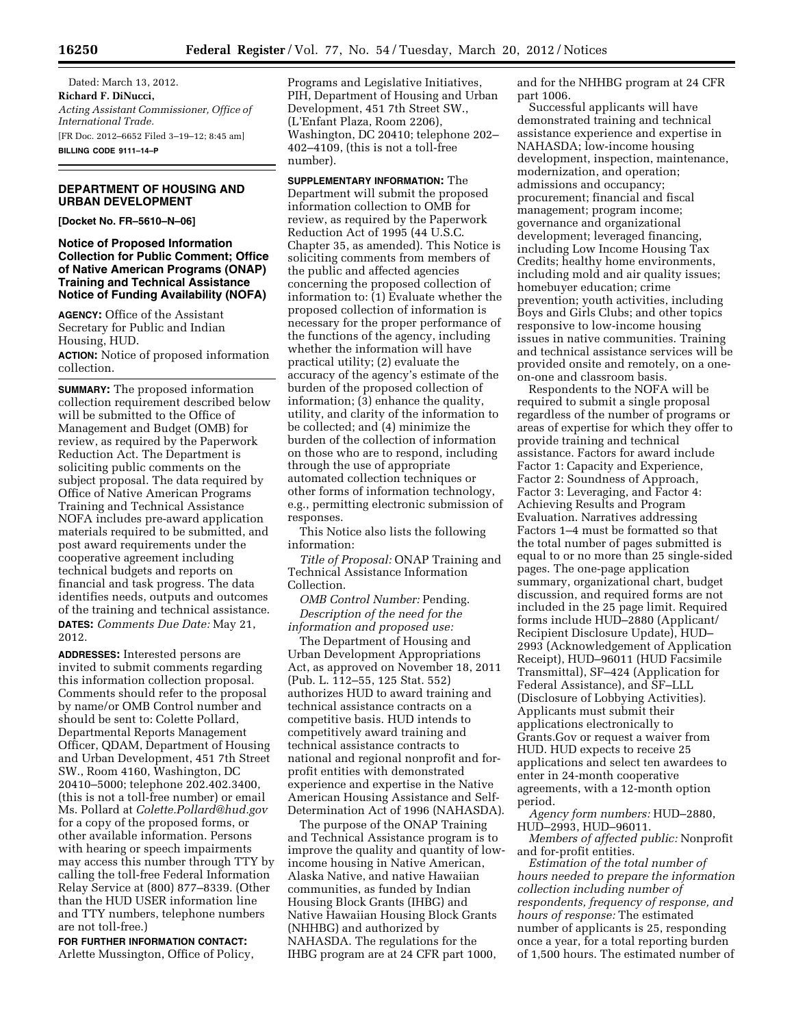Dated: March 13, 2012.

**Richard F. DiNucci,**

*Acting Assistant Commissioner, Office of International Trade.*

[FR Doc. 2012–6652 Filed 3–19–12; 8:45 am]

**BILLING CODE 9111–14–P**

## DEPARTMENT OF HOUSING AND URBAN DEVELOPMENT

**[Docket No. FR–5610–N–06]**

### Notice of Proposed Information Collection for Public Comment; Office of Native American Programs (ONAP) Training and Technical Assistance Notice of Funding Availability (NOFA)

**AGENCY:** Office of the Assistant Secretary for Public and Indian Housing, HUD.

**ACTION:** Notice of proposed information collection.

**SUMMARY:** The proposed information collection requirement described below will be submitted to the Office of Management and Budget (OMB) for review, as required by the Paperwork Reduction Act. The Department is soliciting public comments on the subject proposal. The data required by Office of Native American Programs Training and Technical Assistance NOFA includes pre-award application materials required to be submitted, and post award requirements under the cooperative agreement including technical budgets and reports on financial and task progress. The data identifies needs, outputs and outcomes of the training and technical assistance.

**DATES:** *Comments Due Date:* May 21, 2012.

**ADDRESSES:** Interested persons are invited to submit comments regarding this information collection proposal. Comments should refer to the proposal by name/or OMB Control number and should be sent to: Colette Pollard, Departmental Reports Management Officer, QDAM, Department of Housing and Urban Development, 451 7th Street SW., Room 4160, Washington, DC 20410–5000; telephone 202.402.3400, (this is not a toll-free number) or email Ms. Pollard at *Colette.Pollard@hud.gov* for a copy of the proposed forms, or other available information. Persons with hearing or speech impairments may access this number through TTY by calling the toll-free Federal Information Relay Service at (800) 877–8339. (Other than the HUD USER information line and TTY numbers, telephone numbers are not toll-free.)

**FOR FURTHER INFORMATION CONTACT:** Arlette Mussington, Office of Policy, Programs and Legislative Initiatives, PIH, Department of Housing and Urban Development, 451 7th Street SW., (L'Enfant Plaza, Room 2206), Washington, DC 20410; telephone 202–402–4109, (this is not a toll-free number).

**SUPPLEMENTARY INFORMATION:** The Department will submit the proposed information collection to OMB for review, as required by the Paperwork Reduction Act of 1995 (44 U.S.C. Chapter 35, as amended). This Notice is soliciting comments from members of the public and affected agencies concerning the proposed collection of information to: (1) Evaluate whether the proposed collection of information is necessary for the proper performance of the functions of the agency, including whether the information will have practical utility; (2) evaluate the accuracy of the agency's estimate of the burden of the proposed collection of information; (3) enhance the quality, utility, and clarity of the information to be collected; and (4) minimize the burden of the collection of information on those who are to respond, including through the use of appropriate automated collection techniques or other forms of information technology, e.g., permitting electronic submission of responses.

This Notice also lists the following information:

*Title of Proposal:* ONAP Training and Technical Assistance Information Collection.

*OMB Control Number:* Pending.

*Description of the need for the information and proposed use:*

The Department of Housing and Urban Development Appropriations Act, as approved on November 18, 2011 (Pub. L. 112–55, 125 Stat. 552) authorizes HUD to award training and technical assistance contracts on a competitive basis. HUD intends to competitively award training and technical assistance contracts to national and regional nonprofit and for-profit entities with demonstrated experience and expertise in the Native American Housing Assistance and Self-Determination Act of 1996 (NAHASDA).

The purpose of the ONAP Training and Technical Assistance program is to improve the quality and quantity of low-income housing in Native American, Alaska Native, and native Hawaiian communities, as funded by Indian Housing Block Grants (IHBG) and Native Hawaiian Housing Block Grants (NHHBG) and authorized by NAHASDA. The regulations for the IHBG program are at 24 CFR part 1000, and for the NHHBG program at 24 CFR part 1006.

Successful applicants will have demonstrated training and technical assistance experience and expertise in NAHASDA; low-income housing development, inspection, maintenance, modernization, and operation; admissions and occupancy; procurement; financial and fiscal management; program income; governance and organizational development; leveraged financing, including Low Income Housing Tax Credits; healthy home environments, including mold and air quality issues; homebuyer education; crime prevention; youth activities, including Boys and Girls Clubs; and other topics responsive to low-income housing issues in native communities. Training and technical assistance services will be provided onsite and remotely, on a one-on-one and classroom basis.

Respondents to the NOFA will be required to submit a single proposal regardless of the number of programs or areas of expertise for which they offer to provide training and technical assistance. Factors for award include Factor 1: Capacity and Experience, Factor 2: Soundness of Approach, Factor 3: Leveraging, and Factor 4: Achieving Results and Program Evaluation. Narratives addressing Factors 1–4 must be formatted so that the total number of pages submitted is equal to or no more than 25 single-sided pages. The one-page application summary, organizational chart, budget discussion, and required forms are not included in the 25 page limit. Required forms include HUD–2880 (Applicant/Recipient Disclosure Update), HUD–2993 (Acknowledgement of Application Receipt), HUD–96011 (HUD Facsimile Transmittal), SF–424 (Application for Federal Assistance), and SF–LLL (Disclosure of Lobbying Activities). Applicants must submit their applications electronically to Grants.Gov or request a waiver from HUD. HUD expects to receive 25 applications and select ten awardees to enter in 24-month cooperative agreements, with a 12-month option period.

*Agency form numbers:* HUD–2880, HUD–2993, HUD–96011.

*Members of affected public:* Nonprofit and for-profit entities.

*Estimation of the total number of hours needed to prepare the information collection including number of respondents, frequency of response, and hours of response:* The estimated number of applicants is 25, responding once a year, for a total reporting burden of 1,500 hours. The estimated number of